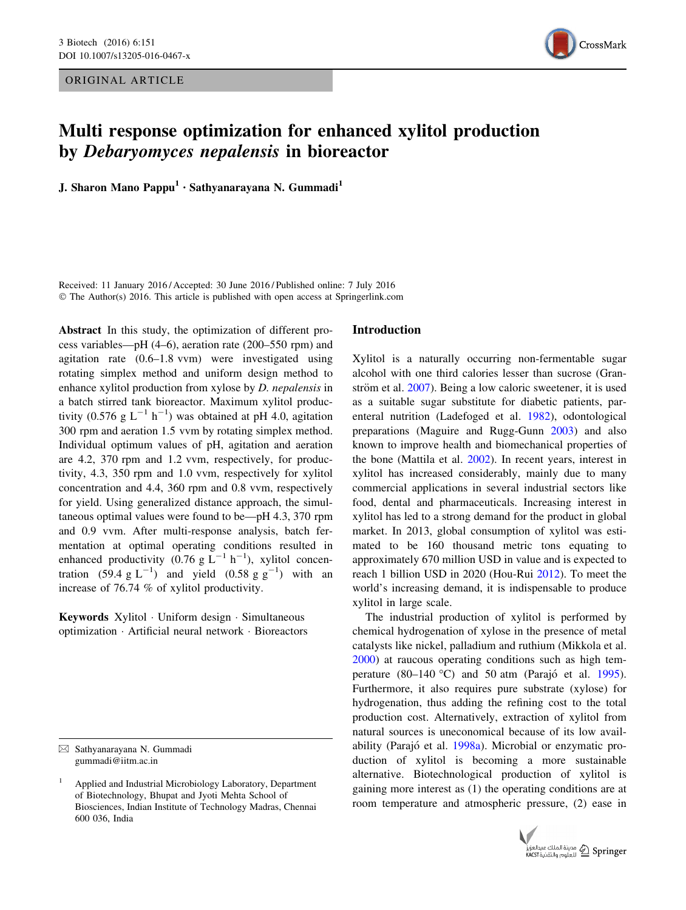ORIGINAL ARTICLE

# Multi response optimization for enhanced xylitol production by *Debaryomyces nepalensis* in bioreactor

J. Sharon Mano Pappu[1] · Sathyanarayana N. Gummadi[1]

Received: 11 January 2016 / Accepted: 30 June 2016 / Published online: 7 July 2016
© The Author(s) 2016. This article is published with open access at Springerlink.com

**Abstract** In this study, the optimization of different process variables—pH (4–6), aeration rate (200–550 rpm) and agitation rate (0.6–1.8 vvm) were investigated using rotating simplex method and uniform design method to enhance xylitol production from xylose by *D. nepalensis* in a batch stirred tank bioreactor. Maximum xylitol productivity (0.576 g $L^{-1}$ $h^{-1}$) was obtained at pH 4.0, agitation 300 rpm and aeration 1.5 vvm by rotating simplex method. Individual optimum values of pH, agitation and aeration are 4.2, 370 rpm and 1.2 vvm, respectively, for productivity, 4.3, 350 rpm and 1.0 vvm, respectively for xylitol concentration and 4.4, 360 rpm and 0.8 vvm, respectively for yield. Using generalized distance approach, the simultaneous optimal values were found to be—pH 4.3, 370 rpm and 0.9 vvm. After multi-response analysis, batch fermentation at optimal operating conditions resulted in enhanced productivity (0.76 g $L^{-1}$ $h^{-1}$), xylitol concentration (59.4 g $L^{-1}$) and yield (0.58 g $g^{-1}$) with an increase of 76.74 % of xylitol productivity.

**Keywords** Xylitol · Uniform design · Simultaneous optimization · Artificial neural network · Bioreactors

✉ Sathyanarayana N. Gummadi
gummadi@iitm.ac.in

[1] Applied and Industrial Microbiology Laboratory, Department of Biotechnology, Bhupat and Jyoti Mehta School of Biosciences, Indian Institute of Technology Madras, Chennai 600 036, India

## Introduction

Xylitol is a naturally occurring non-fermentable sugar alcohol with one third calories lesser than sucrose (Granström et al. 2007). Being a low caloric sweetener, it is used as a suitable sugar substitute for diabetic patients, parenteral nutrition (Ladefoged et al. 1982), odontological preparations (Maguire and Rugg-Gunn 2003) and also known to improve health and biomechanical properties of the bone (Mattila et al. 2002). In recent years, interest in xylitol has increased considerably, mainly due to many commercial applications in several industrial sectors like food, dental and pharmaceuticals. Increasing interest in xylitol has led to a strong demand for the product in global market. In 2013, global consumption of xylitol was estimated to be 160 thousand metric tons equating to approximately 670 million USD in value and is expected to reach 1 billion USD in 2020 (Hou-Rui 2012). To meet the world's increasing demand, it is indispensable to produce xylitol in large scale.

The industrial production of xylitol is performed by chemical hydrogenation of xylose in the presence of metal catalysts like nickel, palladium and ruthium (Mikkola et al. 2000) at raucous operating conditions such as high temperature (80–140 °C) and 50 atm (Parajó et al. 1995). Furthermore, it also requires pure substrate (xylose) for hydrogenation, thus adding the refining cost to the total production cost. Alternatively, extraction of xylitol from natural sources is uneconomical because of its low availability (Parajó et al. 1998a). Microbial or enzymatic production of xylitol is becoming a more sustainable alternative. Biotechnological production of xylitol is gaining more interest as (1) the operating conditions are at room temperature and atmospheric pressure, (2) ease in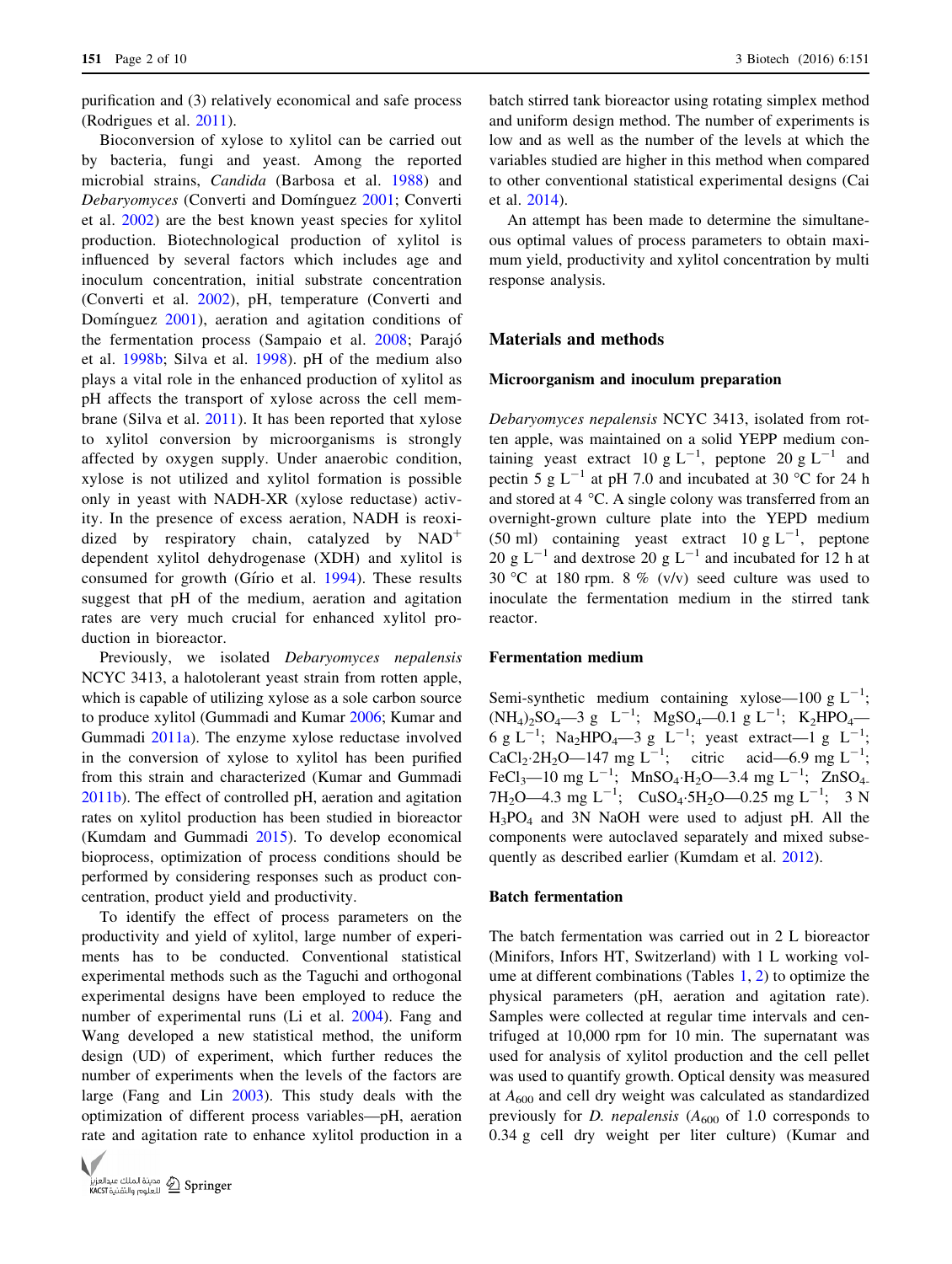purification and (3) relatively economical and safe process (Rodrigues et al. 2011).

Bioconversion of xylose to xylitol can be carried out by bacteria, fungi and yeast. Among the reported microbial strains, *Candida* (Barbosa et al. 1988) and *Debaryomyces* (Converti and Domínguez 2001; Converti et al. 2002) are the best known yeast species for xylitol production. Biotechnological production of xylitol is influenced by several factors which includes age and inoculum concentration, initial substrate concentration (Converti et al. 2002), pH, temperature (Converti and Domínguez 2001), aeration and agitation conditions of the fermentation process (Sampaio et al. 2008; Parajó et al. 1998b; Silva et al. 1998). pH of the medium also plays a vital role in the enhanced production of xylitol as pH affects the transport of xylose across the cell membrane (Silva et al. 2011). It has been reported that xylose to xylitol conversion by microorganisms is strongly affected by oxygen supply. Under anaerobic condition, xylose is not utilized and xylitol formation is possible only in yeast with NADH-XR (xylose reductase) activity. In the presence of excess aeration, NADH is reoxidized by respiratory chain, catalyzed by $NAD^+$ dependent xylitol dehydrogenase (XDH) and xylitol is consumed for growth (Gírio et al. 1994). These results suggest that pH of the medium, aeration and agitation rates are very much crucial for enhanced xylitol production in bioreactor.

Previously, we isolated *Debaryomyces nepalensis* NCYC 3413, a halotolerant yeast strain from rotten apple, which is capable of utilizing xylose as a sole carbon source to produce xylitol (Gummadi and Kumar 2006; Kumar and Gummadi 2011a). The enzyme xylose reductase involved in the conversion of xylose to xylitol has been purified from this strain and characterized (Kumar and Gummadi 2011b). The effect of controlled pH, aeration and agitation rates on xylitol production has been studied in bioreactor (Kumdam and Gummadi 2015). To develop economical bioprocess, optimization of process conditions should be performed by considering responses such as product concentration, product yield and productivity.

To identify the effect of process parameters on the productivity and yield of xylitol, large number of experiments has to be conducted. Conventional statistical experimental methods such as the Taguchi and orthogonal experimental designs have been employed to reduce the number of experimental runs (Li et al. 2004). Fang and Wang developed a new statistical method, the uniform design (UD) of experiment, which further reduces the number of experiments when the levels of the factors are large (Fang and Lin 2003). This study deals with the optimization of different process variables—pH, aeration rate and agitation rate to enhance xylitol production in a batch stirred tank bioreactor using rotating simplex method and uniform design method. The number of experiments is low and as well as the number of the levels at which the variables studied are higher in this method when compared to other conventional statistical experimental designs (Cai et al. 2014).

An attempt has been made to determine the simultaneous optimal values of process parameters to obtain maximum yield, productivity and xylitol concentration by multi response analysis.

## Materials and methods

### Microorganism and inoculum preparation

*Debaryomyces nepalensis* NCYC 3413, isolated from rotten apple, was maintained on a solid YEPP medium containing yeast extract 10 g $L^{-1}$, peptone 20 g $L^{-1}$ and pectin 5 g $L^{-1}$ at pH 7.0 and incubated at 30 °C for 24 h and stored at 4 °C. A single colony was transferred from an overnight-grown culture plate into the YEPD medium (50 ml) containing yeast extract 10 g $L^{-1}$, peptone 20 g $L^{-1}$ and dextrose 20 g $L^{-1}$ and incubated for 12 h at 30 °C at 180 rpm. 8 % (v/v) seed culture was used to inoculate the fermentation medium in the stirred tank reactor.

### Fermentation medium

Semi-synthetic medium containing xylose—100 g $L^{-1}$; $(NH_4)_2SO_4$—3 g $L^{-1}$; $MgSO_4$—0.1 g $L^{-1}$; $K_2HPO_4$—6 g $L^{-1}$; $Na_2HPO_4$—3 g $L^{-1}$; yeast extract—1 g $L^{-1}$; $CaCl_2 \cdot 2H_2O$—147 mg $L^{-1}$; citric acid—6.9 mg $L^{-1}$; $FeCl_3$—10 mg $L^{-1}$; $MnSO_4 \cdot H_2O$—3.4 mg $L^{-1}$; $ZnSO_4 \cdot 7H_2O$—4.3 mg $L^{-1}$; $CuSO_4 \cdot 5H_2O$—0.25 mg $L^{-1}$; 3 N $H_3PO_4$ and 3N NaOH were used to adjust pH. All the components were autoclaved separately and mixed subsequently as described earlier (Kumdam et al. 2012).

### Batch fermentation

The batch fermentation was carried out in 2 L bioreactor (Minifors, Infors HT, Switzerland) with 1 L working volume at different combinations (Tables 1, 2) to optimize the physical parameters (pH, aeration and agitation rate). Samples were collected at regular time intervals and centrifuged at 10,000 rpm for 10 min. The supernatant was used for analysis of xylitol production and the cell pellet was used to quantify growth. Optical density was measured at $A_{600}$ and cell dry weight was calculated as standardized previously for *D. nepalensis* ($A_{600}$ of 1.0 corresponds to 0.34 g cell dry weight per liter culture) (Kumar and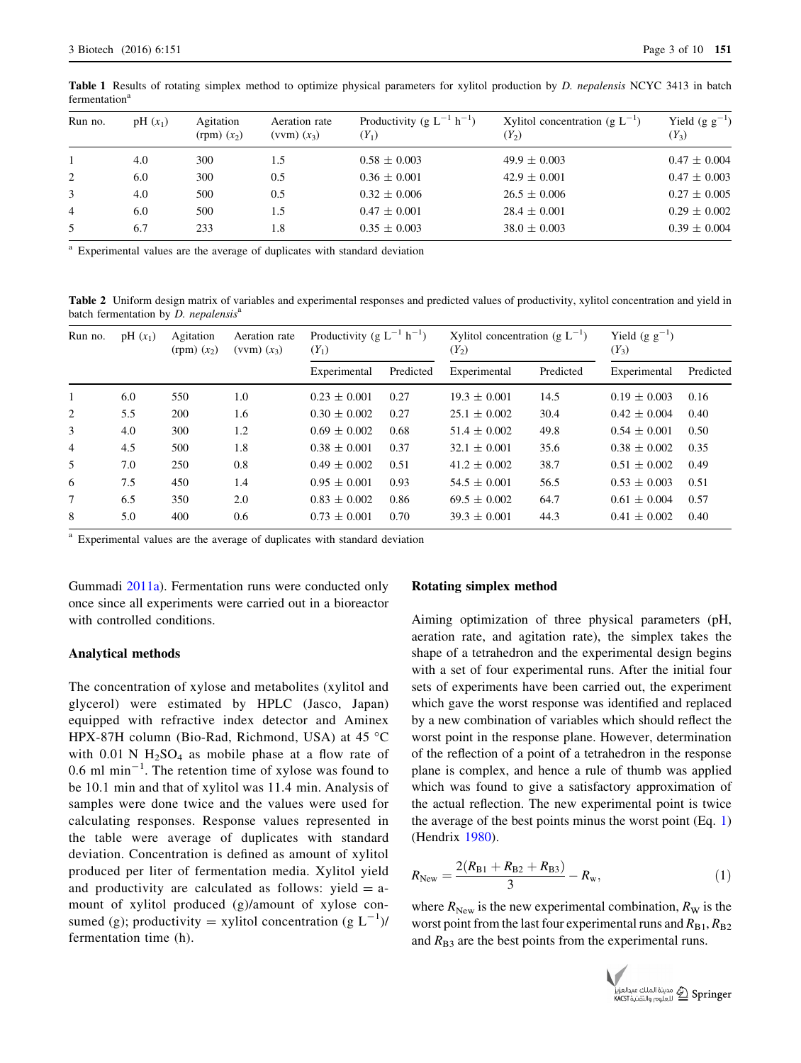**Table 1** Results of rotating simplex method to optimize physical parameters for xylitol production by *D. nepalensis* NCYC 3413 in batch fermentation[a]

| Run no. | pH ($x_1$) | Agitation (rpm) ($x_2$) | Aeration rate (vvm) ($x_3$) | Productivity (g $L^{-1}$ $h^{-1}$) ($Y_1$) | Xylitol concentration (g $L^{-1}$) ($Y_2$) | Yield (g $g^{-1}$) ($Y_3$) |
|---|---|---|---|---|---|---|
| 1 | 4.0 | 300 | 1.5 | 0.58 ± 0.003 | 49.9 ± 0.003 | 0.47 ± 0.004 |
| 2 | 6.0 | 300 | 0.5 | 0.36 ± 0.001 | 42.9 ± 0.001 | 0.47 ± 0.003 |
| 3 | 4.0 | 500 | 0.5 | 0.32 ± 0.006 | 26.5 ± 0.006 | 0.27 ± 0.005 |
| 4 | 6.0 | 500 | 1.5 | 0.47 ± 0.001 | 28.4 ± 0.001 | 0.29 ± 0.002 |
| 5 | 6.7 | 233 | 1.8 | 0.35 ± 0.003 | 38.0 ± 0.003 | 0.39 ± 0.004 |

[a] Experimental values are the average of duplicates with standard deviation

**Table 2** Uniform design matrix of variables and experimental responses and predicted values of productivity, xylitol concentration and yield in batch fermentation by *D. nepalensis*[a]

| Run no. | pH ($x_1$) | Agitation (rpm) ($x_2$) | Aeration rate (vvm) ($x_3$) | Productivity (g $L^{-1}$ $h^{-1}$) ($Y_1$) | | Xylitol concentration (g $L^{-1}$) ($Y_2$) | | Yield (g $g^{-1}$) ($Y_3$) | |
|---|---|---|---|---|---|---|---|---|---|
| | | | | Experimental | Predicted | Experimental | Predicted | Experimental | Predicted |
| 1 | 6.0 | 550 | 1.0 | 0.23 ± 0.001 | 0.27 | 19.3 ± 0.001 | 14.5 | 0.19 ± 0.003 | 0.16 |
| 2 | 5.5 | 200 | 1.6 | 0.30 ± 0.002 | 0.27 | 25.1 ± 0.002 | 30.4 | 0.42 ± 0.004 | 0.40 |
| 3 | 4.0 | 300 | 1.2 | 0.69 ± 0.002 | 0.68 | 51.4 ± 0.002 | 49.8 | 0.54 ± 0.001 | 0.50 |
| 4 | 4.5 | 500 | 1.8 | 0.38 ± 0.001 | 0.37 | 32.1 ± 0.001 | 35.6 | 0.38 ± 0.002 | 0.35 |
| 5 | 7.0 | 250 | 0.8 | 0.49 ± 0.002 | 0.51 | 41.2 ± 0.002 | 38.7 | 0.51 ± 0.002 | 0.49 |
| 6 | 7.5 | 450 | 1.4 | 0.95 ± 0.001 | 0.93 | 54.5 ± 0.001 | 56.5 | 0.53 ± 0.003 | 0.51 |
| 7 | 6.5 | 350 | 2.0 | 0.83 ± 0.002 | 0.86 | 69.5 ± 0.002 | 64.7 | 0.61 ± 0.004 | 0.57 |
| 8 | 5.0 | 400 | 0.6 | 0.73 ± 0.001 | 0.70 | 39.3 ± 0.001 | 44.3 | 0.41 ± 0.002 | 0.40 |

[a] Experimental values are the average of duplicates with standard deviation

Gummadi 2011a). Fermentation runs were conducted only once since all experiments were carried out in a bioreactor with controlled conditions.

### Analytical methods

The concentration of xylose and metabolites (xylitol and glycerol) were estimated by HPLC (Jasco, Japan) equipped with refractive index detector and Aminex HPX-87H column (Bio-Rad, Richmond, USA) at 45 °C with 0.01 N $H_2SO_4$ as mobile phase at a flow rate of 0.6 ml $min^{-1}$. The retention time of xylose was found to be 10.1 min and that of xylitol was 11.4 min. Analysis of samples were done twice and the values were used for calculating responses. Response values represented in the table were average of duplicates with standard deviation. Concentration is defined as amount of xylitol produced per liter of fermentation media. Xylitol yield and productivity are calculated as follows: yield = amount of xylitol produced (g)/amount of xylose consumed (g); productivity = xylitol concentration (g $L^{-1}$)/fermentation time (h).

### Rotating simplex method

Aiming optimization of three physical parameters (pH, aeration rate, and agitation rate), the simplex takes the shape of a tetrahedron and the experimental design begins with a set of four experimental runs. After the initial four sets of experiments have been carried out, the experiment which gave the worst response was identified and replaced by a new combination of variables which should reflect the worst point in the response plane. However, determination of the reflection of a point of a tetrahedron in the response plane is complex, and hence a rule of thumb was applied which was found to give a satisfactory approximation of the actual reflection. The new experimental point is twice the average of the best points minus the worst point (Eq. 1) (Hendrix 1980).

$$R_{\mathrm{New}} = \frac{2(R_{\mathrm{B1}} + R_{\mathrm{B2}} + R_{\mathrm{B3}})}{3} - R_{\mathrm{w}}, \tag{1}$$

where $R_{\mathrm{New}}$ is the new experimental combination, $R_{\mathrm{W}}$ is the worst point from the last four experimental runs and $R_{\mathrm{B1}}$, $R_{\mathrm{B2}}$ and $R_{\mathrm{B3}}$ are the best points from the experimental runs.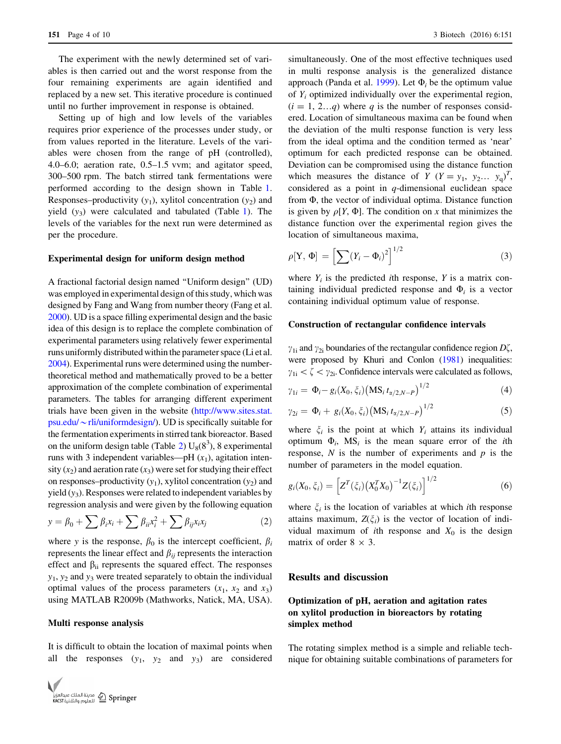The experiment with the newly determined set of variables is then carried out and the worst response from the four remaining experiments are again identified and replaced by a new set. This iterative procedure is continued until no further improvement in response is obtained.

Setting up of high and low levels of the variables requires prior experience of the processes under study, or from values reported in the literature. Levels of the variables were chosen from the range of pH (controlled), 4.0–6.0; aeration rate, 0.5–1.5 vvm; and agitator speed, 300–500 rpm. The batch stirred tank fermentations were performed according to the design shown in Table 1. Responses–productivity ($y_1$), xylitol concentration ($y_2$) and yield ($y_3$) were calculated and tabulated (Table 1). The levels of the variables for the next run were determined as per the procedure.

### Experimental design for uniform design method

A fractional factorial design named "Uniform design" (UD) was employed in experimental design of this study, which was designed by Fang and Wang from number theory (Fang et al. 2000). UD is a space filling experimental design and the basic idea of this design is to replace the complete combination of experimental parameters using relatively fewer experimental runs uniformly distributed within the parameter space (Li et al. 2004). Experimental runs were determined using the number-theoretical method and mathematically proved to be a better approximation of the complete combination of experimental parameters. The tables for arranging different experiment trials have been given in the website (http://www.sites.stat.psu.edu/~rli/uniformdesign/). UD is specifically suitable for the fermentation experiments in stirred tank bioreactor. Based on the uniform design table (Table 2) $U_8(8^3)$, 8 experimental runs with 3 independent variables—pH ($x_1$), agitation intensity ($x_2$) and aeration rate ($x_3$) were set for studying their effect on responses–productivity ($y_1$), xylitol concentration ($y_2$) and yield ($y_3$). Responses were related to independent variables by regression analysis and were given by the following equation

$$y = \beta_0 + \sum \beta_i x_i + \sum \beta_{ii} x_i^2 + \sum \beta_{ij} x_i x_j \quad (2)$$

where $y$ is the response, $\beta_0$ is the intercept coefficient, $\beta_i$ represents the linear effect and $\beta_{ij}$ represents the interaction effect and $\beta_{ii}$ represents the squared effect. The responses $y_1$, $y_2$ and $y_3$ were treated separately to obtain the individual optimal values of the process parameters ($x_1$, $x_2$ and $x_3$) using MATLAB R2009b (Mathworks, Natick, MA, USA).

### Multi response analysis

It is difficult to obtain the location of maximal points when all the responses ($y_1$, $y_2$ and $y_3$) are considered simultaneously. One of the most effective techniques used in multi response analysis is the generalized distance approach (Panda et al. 1999). Let $\Phi_i$ be the optimum value of $Y_i$ optimized individually over the experimental region, ($i = 1, 2\ldots q$) where $q$ is the number of responses considered. Location of simultaneous maxima can be found when the deviation of the multi response function is very less from the ideal optima and the condition termed as 'near' optimum for each predicted response can be obtained. Deviation can be compromised using the distance function which measures the distance of $Y$ ($Y = y_1, y_2\ldots y_q)^T$, considered as a point in $q$-dimensional euclidean space from $\Phi$, the vector of individual optima. Distance function is given by $\rho[Y, \Phi]$. The condition on $x$ that minimizes the distance function over the experimental region gives the location of simultaneous maxima,

$$\rho[\mathrm{Y}, \Phi] = \left[\sum (Y_i - \Phi_i)^2\right]^{1/2} \quad (3)$$

where $Y_i$ is the predicted $i$th response, $Y$ is a matrix containing individual predicted response and $\Phi_i$ is a vector containing individual optimum value of response.

### Construction of rectangular confidence intervals

$\gamma_{1i}$ and $\gamma_{2i}$ boundaries of the rectangular confidence region $D\zeta$, were proposed by Khuri and Conlon (1981) inequalities: $\gamma_{1i} < \zeta < \gamma_{2i}$. Confidence intervals were calculated as follows,

$$\gamma_{1i} = \Phi_i - g_i(X_0, \xi_i)\left(\mathrm{MS}_i\, t_{\alpha/2,N-P}\right)^{1/2} \quad (4)$$

$$\gamma_{2i} = \Phi_i + g_i(X_0, \xi_i)\left(\mathrm{MS}_i\, t_{\alpha/2,N-P}\right)^{1/2} \quad (5)$$

where $\xi_i$ is the point at which $Y_i$ attains its individual optimum $\Phi_i$, $\mathrm{MS}_i$ is the mean square error of the $i$th response, $N$ is the number of experiments and $p$ is the number of parameters in the model equation.

$$g_i(X_0, \xi_i) = \left[Z^T(\xi_i)\left(X_0^T X_0\right)^{-1} Z(\xi_i)\right]^{1/2} \quad (6)$$

where $\xi_i$ is the location of variables at which $i$th response attains maximum, $Z(\xi_i)$ is the vector of location of individual maximum of $i$th response and $X_0$ is the design matrix of order $8 \times 3$.

## Results and discussion

### Optimization of pH, aeration and agitation rates on xylitol production in bioreactors by rotating simplex method

The rotating simplex method is a simple and reliable technique for obtaining suitable combinations of parameters for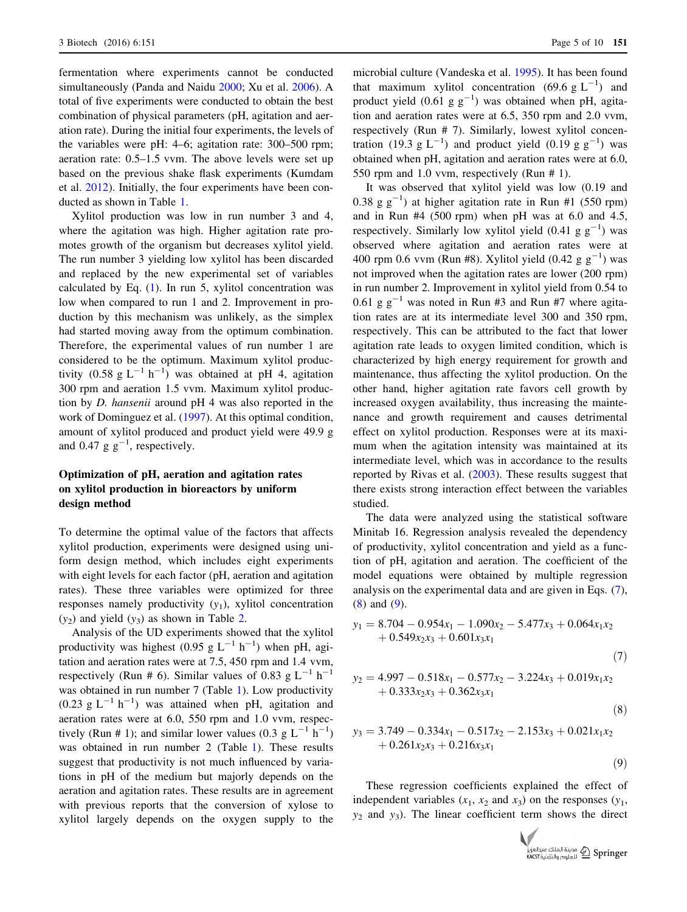fermentation where experiments cannot be conducted simultaneously (Panda and Naidu 2000; Xu et al. 2006). A total of five experiments were conducted to obtain the best combination of physical parameters (pH, agitation and aeration rate). During the initial four experiments, the levels of the variables were pH: 4–6; agitation rate: 300–500 rpm; aeration rate: 0.5–1.5 vvm. The above levels were set up based on the previous shake flask experiments (Kumdam et al. 2012). Initially, the four experiments have been conducted as shown in Table 1.

Xylitol production was low in run number 3 and 4, where the agitation was high. Higher agitation rate promotes growth of the organism but decreases xylitol yield. The run number 3 yielding low xylitol has been discarded and replaced by the new experimental set of variables calculated by Eq. (1). In run 5, xylitol concentration was low when compared to run 1 and 2. Improvement in production by this mechanism was unlikely, as the simplex had started moving away from the optimum combination. Therefore, the experimental values of run number 1 are considered to be the optimum. Maximum xylitol productivity (0.58 g $L^{-1}$ $h^{-1}$) was obtained at pH 4, agitation 300 rpm and aeration 1.5 vvm. Maximum xylitol production by *D. hansenii* around pH 4 was also reported in the work of Dominguez et al. (1997). At this optimal condition, amount of xylitol produced and product yield were 49.9 g and 0.47 g $g^{-1}$, respectively.

## Optimization of pH, aeration and agitation rates on xylitol production in bioreactors by uniform design method

To determine the optimal value of the factors that affects xylitol production, experiments were designed using uniform design method, which includes eight experiments with eight levels for each factor (pH, aeration and agitation rates). These three variables were optimized for three responses namely productivity ($y_1$), xylitol concentration ($y_2$) and yield ($y_3$) as shown in Table 2.

Analysis of the UD experiments showed that the xylitol productivity was highest (0.95 g $L^{-1}$ $h^{-1}$) when pH, agitation and aeration rates were at 7.5, 450 rpm and 1.4 vvm, respectively (Run # 6). Similar values of 0.83 g $L^{-1}$ $h^{-1}$ was obtained in run number 7 (Table 1). Low productivity (0.23 g $L^{-1}$ $h^{-1}$) was attained when pH, agitation and aeration rates were at 6.0, 550 rpm and 1.0 vvm, respectively (Run # 1); and similar lower values (0.3 g $L^{-1}$ $h^{-1}$) was obtained in run number 2 (Table 1). These results suggest that productivity is not much influenced by variations in pH of the medium but majorly depends on the aeration and agitation rates. These results are in agreement with previous reports that the conversion of xylose to xylitol largely depends on the oxygen supply to the microbial culture (Vandeska et al. 1995). It has been found that maximum xylitol concentration (69.6 g $L^{-1}$) and product yield (0.61 g $g^{-1}$) was obtained when pH, agitation and aeration rates were at 6.5, 350 rpm and 2.0 vvm, respectively (Run # 7). Similarly, lowest xylitol concentration (19.3 g $L^{-1}$) and product yield (0.19 g $g^{-1}$) was obtained when pH, agitation and aeration rates were at 6.0, 550 rpm and 1.0 vvm, respectively (Run # 1).

It was observed that xylitol yield was low (0.19 and 0.38 g $g^{-1}$) at higher agitation rate in Run #1 (550 rpm) and in Run #4 (500 rpm) when pH was at 6.0 and 4.5, respectively. Similarly low xylitol yield (0.41 g $g^{-1}$) was observed where agitation and aeration rates were at 400 rpm 0.6 vvm (Run #8). Xylitol yield (0.42 g $g^{-1}$) was not improved when the agitation rates are lower (200 rpm) in run number 2. Improvement in xylitol yield from 0.54 to 0.61 g $g^{-1}$ was noted in Run #3 and Run #7 where agitation rates are at its intermediate level 300 and 350 rpm, respectively. This can be attributed to the fact that lower agitation rate leads to oxygen limited condition, which is characterized by high energy requirement for growth and maintenance, thus affecting the xylitol production. On the other hand, higher agitation rate favors cell growth by increased oxygen availability, thus increasing the maintenance and growth requirement and causes detrimental effect on xylitol production. Responses were at its maximum when the agitation intensity was maintained at its intermediate level, which was in accordance to the results reported by Rivas et al. (2003). These results suggest that there exists strong interaction effect between the variables studied.

The data were analyzed using the statistical software Minitab 16. Regression analysis revealed the dependency of productivity, xylitol concentration and yield as a function of pH, agitation and aeration. The coefficient of the model equations were obtained by multiple regression analysis on the experimental data and are given in Eqs. (7), (8) and (9).

$$y_1 = 8.704 - 0.954x_1 - 1.090x_2 - 5.477x_3 + 0.064x_1x_2 + 0.549x_2x_3 + 0.601x_3x_1 \quad (7)$$

$$y_2 = 4.997 - 0.518x_1 - 0.577x_2 - 3.224x_3 + 0.019x_1x_2 + 0.333x_2x_3 + 0.362x_3x_1 \quad (8)$$

$$y_3 = 3.749 - 0.334x_1 - 0.517x_2 - 2.153x_3 + 0.021x_1x_2 + 0.261x_2x_3 + 0.216x_3x_1 \quad (9)$$

These regression coefficients explained the effect of independent variables ($x_1$, $x_2$ and $x_3$) on the responses ($y_1$, $y_2$ and $y_3$). The linear coefficient term shows the direct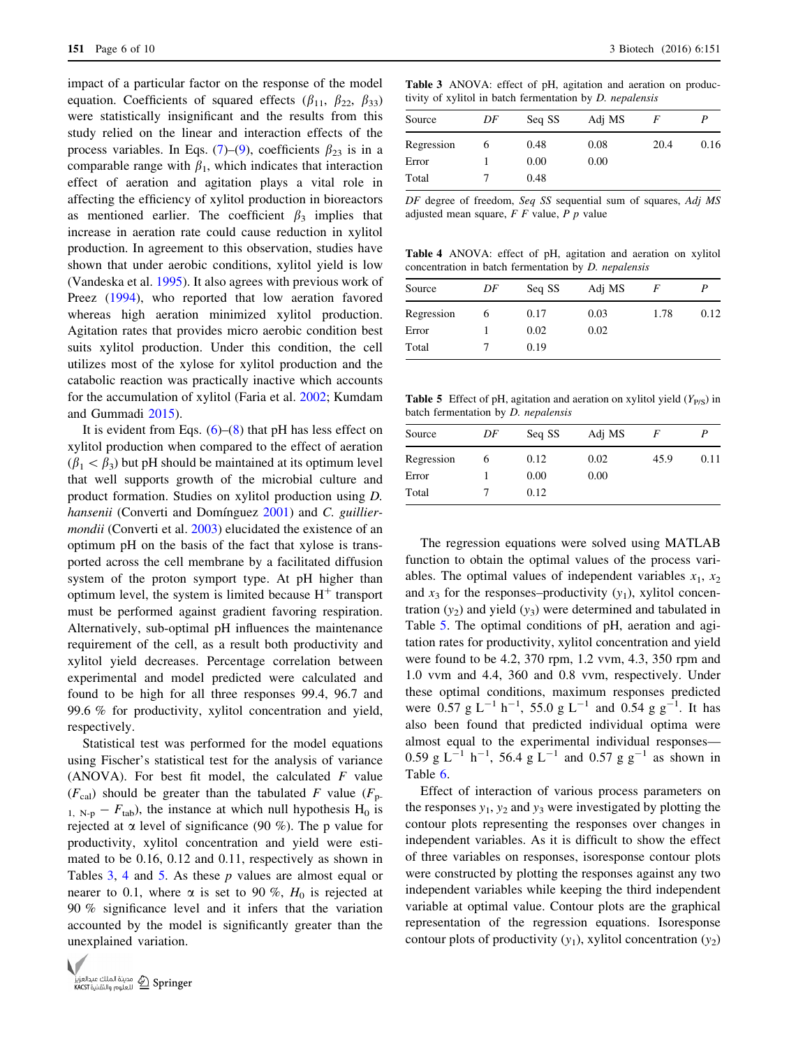impact of a particular factor on the response of the model equation. Coefficients of squared effects ($\beta_{11}$, $\beta_{22}$, $\beta_{33}$) were statistically insignificant and the results from this study relied on the linear and interaction effects of the process variables. In Eqs. (7)–(9), coefficients $\beta_{23}$ is in a comparable range with $\beta_1$, which indicates that interaction effect of aeration and agitation plays a vital role in affecting the efficiency of xylitol production in bioreactors as mentioned earlier. The coefficient $\beta_3$ implies that increase in aeration rate could cause reduction in xylitol production. In agreement to this observation, studies have shown that under aerobic conditions, xylitol yield is low (Vandeska et al. 1995). It also agrees with previous work of Preez (1994), who reported that low aeration favored whereas high aeration minimized xylitol production. Agitation rates that provides micro aerobic condition best suits xylitol production. Under this condition, the cell utilizes most of the xylose for xylitol production and the catabolic reaction was practically inactive which accounts for the accumulation of xylitol (Faria et al. 2002; Kumdam and Gummadi 2015).

It is evident from Eqs. (6)–(8) that pH has less effect on xylitol production when compared to the effect of aeration ($\beta_1 < \beta_3$) but pH should be maintained at its optimum level that well supports growth of the microbial culture and product formation. Studies on xylitol production using *D. hansenii* (Converti and Domínguez 2001) and *C. guilliermondii* (Converti et al. 2003) elucidated the existence of an optimum pH on the basis of the fact that xylose is transported across the cell membrane by a facilitated diffusion system of the proton symport type. At pH higher than optimum level, the system is limited because $H^+$ transport must be performed against gradient favoring respiration. Alternatively, sub-optimal pH influences the maintenance requirement of the cell, as a result both productivity and xylitol yield decreases. Percentage correlation between experimental and model predicted were calculated and found to be high for all three responses 99.4, 96.7 and 99.6 % for productivity, xylitol concentration and yield, respectively.

Statistical test was performed for the model equations using Fischer's statistical test for the analysis of variance (ANOVA). For best fit model, the calculated F value ($F_{cal}$) should be greater than the tabulated F value ($F_{p-1,\, N-p} - F_{tab}$), the instance at which null hypothesis $H_0$ is rejected at $\alpha$ level of significance (90 %). The p value for productivity, xylitol concentration and yield were estimated to be 0.16, 0.12 and 0.11, respectively as shown in Tables 3, 4 and 5. As these *p* values are almost equal or nearer to 0.1, where $\alpha$ is set to 90 %, $H_0$ is rejected at 90 % significance level and it infers that the variation accounted by the model is significantly greater than the unexplained variation.

**Table 3** ANOVA: effect of pH, agitation and aeration on productivity of xylitol in batch fermentation by *D. nepalensis*

| Source | DF | Seq SS | Adj MS | F | P |
|---|---|---|---|---|---|
| Regression | 6 | 0.48 | 0.08 | 20.4 | 0.16 |
| Error | 1 | 0.00 | 0.00 | | |
| Total | 7 | 0.48 | | | |

*DF* degree of freedom, *Seq SS* sequential sum of squares, *Adj MS* adjusted mean square, *F* F value, *P* p value

**Table 4** ANOVA: effect of pH, agitation and aeration on xylitol concentration in batch fermentation by *D. nepalensis*

| Source | DF | Seq SS | Adj MS | F | P |
|---|---|---|---|---|---|
| Regression | 6 | 0.17 | 0.03 | 1.78 | 0.12 |
| Error | 1 | 0.02 | 0.02 | | |
| Total | 7 | 0.19 | | | |

**Table 5** Effect of pH, agitation and aeration on xylitol yield ($Y_{P/S}$) in batch fermentation by *D. nepalensis*

| Source | DF | Seq SS | Adj MS | F | P |
|---|---|---|---|---|---|
| Regression | 6 | 0.12 | 0.02 | 45.9 | 0.11 |
| Error | 1 | 0.00 | 0.00 | | |
| Total | 7 | 0.12 | | | |

The regression equations were solved using MATLAB function to obtain the optimal values of the process variables. The optimal values of independent variables $x_1$, $x_2$ and $x_3$ for the responses–productivity ($y_1$), xylitol concentration ($y_2$) and yield ($y_3$) were determined and tabulated in Table 5. The optimal conditions of pH, aeration and agitation rates for productivity, xylitol concentration and yield were found to be 4.2, 370 rpm, 1.2 vvm, 4.3, 350 rpm and 1.0 vvm and 4.4, 360 and 0.8 vvm, respectively. Under these optimal conditions, maximum responses predicted were 0.57 g $L^{-1}$ $h^{-1}$, 55.0 g $L^{-1}$ and 0.54 g $g^{-1}$. It has also been found that predicted individual optima were almost equal to the experimental individual responses—0.59 g $L^{-1}$ $h^{-1}$, 56.4 g $L^{-1}$ and 0.57 g $g^{-1}$ as shown in Table 6.

Effect of interaction of various process parameters on the responses $y_1$, $y_2$ and $y_3$ were investigated by plotting the contour plots representing the responses over changes in independent variables. As it is difficult to show the effect of three variables on responses, isoresponse contour plots were constructed by plotting the responses against any two independent variables while keeping the third independent variable at optimal value. Contour plots are the graphical representation of the regression equations. Isoresponse contour plots of productivity ($y_1$), xylitol concentration ($y_2$)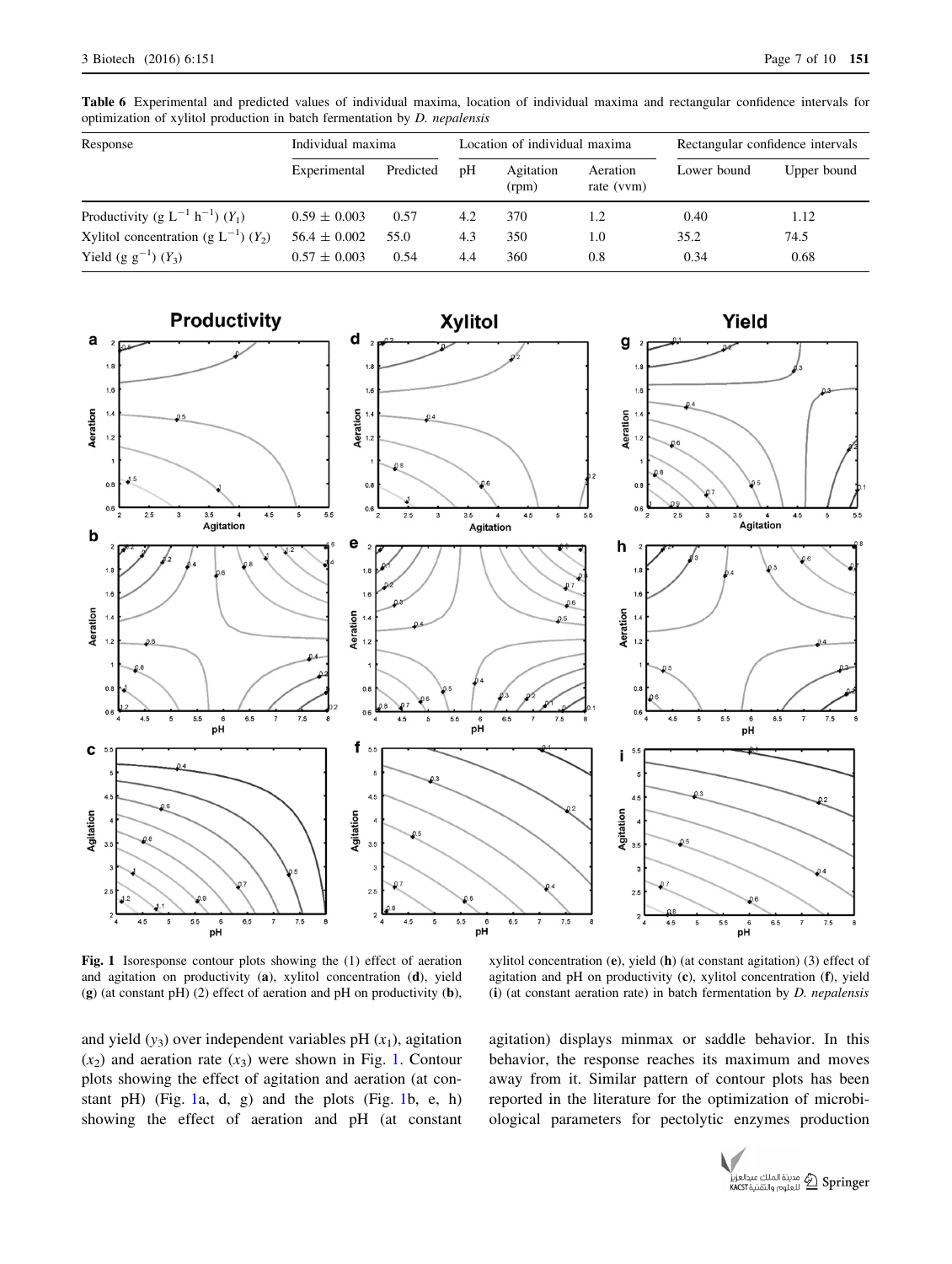**Table 6** Experimental and predicted values of individual maxima, location of individual maxima and rectangular confidence intervals for optimization of xylitol production in batch fermentation by *D. nepalensis*

| Response | Individual maxima | | Location of individual maxima | | | Rectangular confidence intervals | |
|---|---|---|---|---|---|---|---|
| | Experimental | Predicted | pH | Agitation (rpm) | Aeration rate (vvm) | Lower bound | Upper bound |
| Productivity (g $L^{-1}$ $h^{-1}$) ($Y_1$) | 0.59 ± 0.003 | 0.57 | 4.2 | 370 | 1.2 | 0.40 | 1.12 |
| Xylitol concentration (g $L^{-1}$) ($Y_2$) | 56.4 ± 0.002 | 55.0 | 4.3 | 350 | 1.0 | 35.2 | 74.5 |
| Yield (g $g^{-1}$) ($Y_3$) | 0.57 ± 0.003 | 0.54 | 4.4 | 360 | 0.8 | 0.34 | 0.68 |

**Fig. 1** Isoresponse contour plots showing the (1) effect of aeration and agitation on productivity (**a**), xylitol concentration (**d**), yield (**g**) (at constant pH) (2) effect of aeration and pH on productivity (**b**), xylitol concentration (**e**), yield (**h**) (at constant agitation) (3) effect of agitation and pH on productivity (**c**), xylitol concentration (**f**), yield (**i**) (at constant aeration rate) in batch fermentation by *D. nepalensis*

and yield ($y_3$) over independent variables pH ($x_1$), agitation ($x_2$) and aeration rate ($x_3$) were shown in Fig. 1. Contour plots showing the effect of agitation and aeration (at constant pH) (Fig. 1a, d, g) and the plots (Fig. 1b, e, h) showing the effect of aeration and pH (at constant agitation) displays minmax or saddle behavior. In this behavior, the response reaches its maximum and moves away from it. Similar pattern of contour plots has been reported in the literature for the optimization of microbiological parameters for pectolytic enzymes production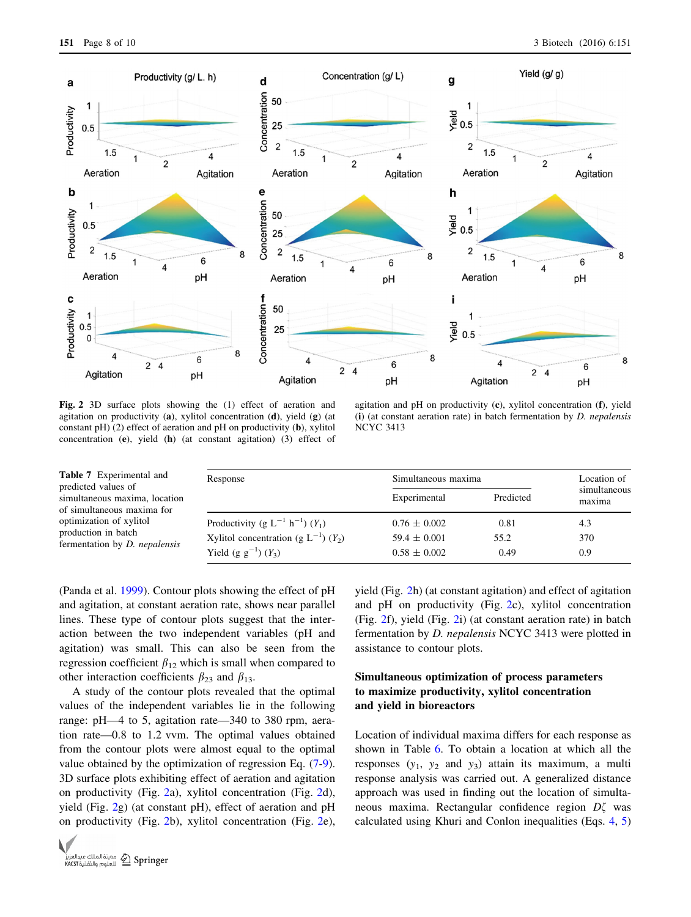**Fig. 2** 3D surface plots showing the (1) effect of aeration and agitation on productivity (**a**), xylitol concentration (**d**), yield (**g**) (at constant pH) (2) effect of aeration and pH on productivity (**b**), xylitol concentration (**e**), yield (**h**) (at constant agitation) (3) effect of agitation and pH on productivity (**c**), xylitol concentration (**f**), yield (**i**) (at constant aeration rate) in batch fermentation by *D. nepalensis* NCYC 3413

**Table 7** Experimental and predicted values of simultaneous maxima, location of simultaneous maxima for optimization of xylitol production in batch fermentation by *D. nepalensis*

| Response | Simultaneous maxima | | Location of simultaneous maxima |
|---|---|---|---|
| | Experimental | Predicted | |
| Productivity (g $L^{-1}$ $h^{-1}$) ($Y_1$) | 0.76 ± 0.002 | 0.81 | 4.3 |
| Xylitol concentration (g $L^{-1}$) ($Y_2$) | 59.4 ± 0.001 | 55.2 | 370 |
| Yield (g $g^{-1}$) ($Y_3$) | 0.58 ± 0.002 | 0.49 | 0.9 |

(Panda et al. 1999). Contour plots showing the effect of pH and agitation, at constant aeration rate, shows near parallel lines. These type of contour plots suggest that the interaction between the two independent variables (pH and agitation) was small. This can also be seen from the regression coefficient $\beta_{12}$ which is small when compared to other interaction coefficients $\beta_{23}$ and $\beta_{13}$.

A study of the contour plots revealed that the optimal values of the independent variables lie in the following range: pH—4 to 5, agitation rate—340 to 380 rpm, aeration rate—0.8 to 1.2 vvm. The optimal values obtained from the contour plots were almost equal to the optimal value obtained by the optimization of regression Eq. (7-9). 3D surface plots exhibiting effect of aeration and agitation on productivity (Fig. 2a), xylitol concentration (Fig. 2d), yield (Fig. 2g) (at constant pH), effect of aeration and pH on productivity (Fig. 2b), xylitol concentration (Fig. 2e), yield (Fig. 2h) (at constant agitation) and effect of agitation and pH on productivity (Fig. 2c), xylitol concentration (Fig. 2f), yield (Fig. 2i) (at constant aeration rate) in batch fermentation by *D. nepalensis* NCYC 3413 were plotted in assistance to contour plots.

## Simultaneous optimization of process parameters to maximize productivity, xylitol concentration and yield in bioreactors

Location of individual maxima differs for each response as shown in Table 6. To obtain a location at which all the responses ($y_1$, $y_2$ and $y_3$) attain its maximum, a multi response analysis was carried out. A generalized distance approach was used in finding out the location of simultaneous maxima. Rectangular confidence region $D\zeta$ was calculated using Khuri and Conlon inequalities (Eqs. 4, 5)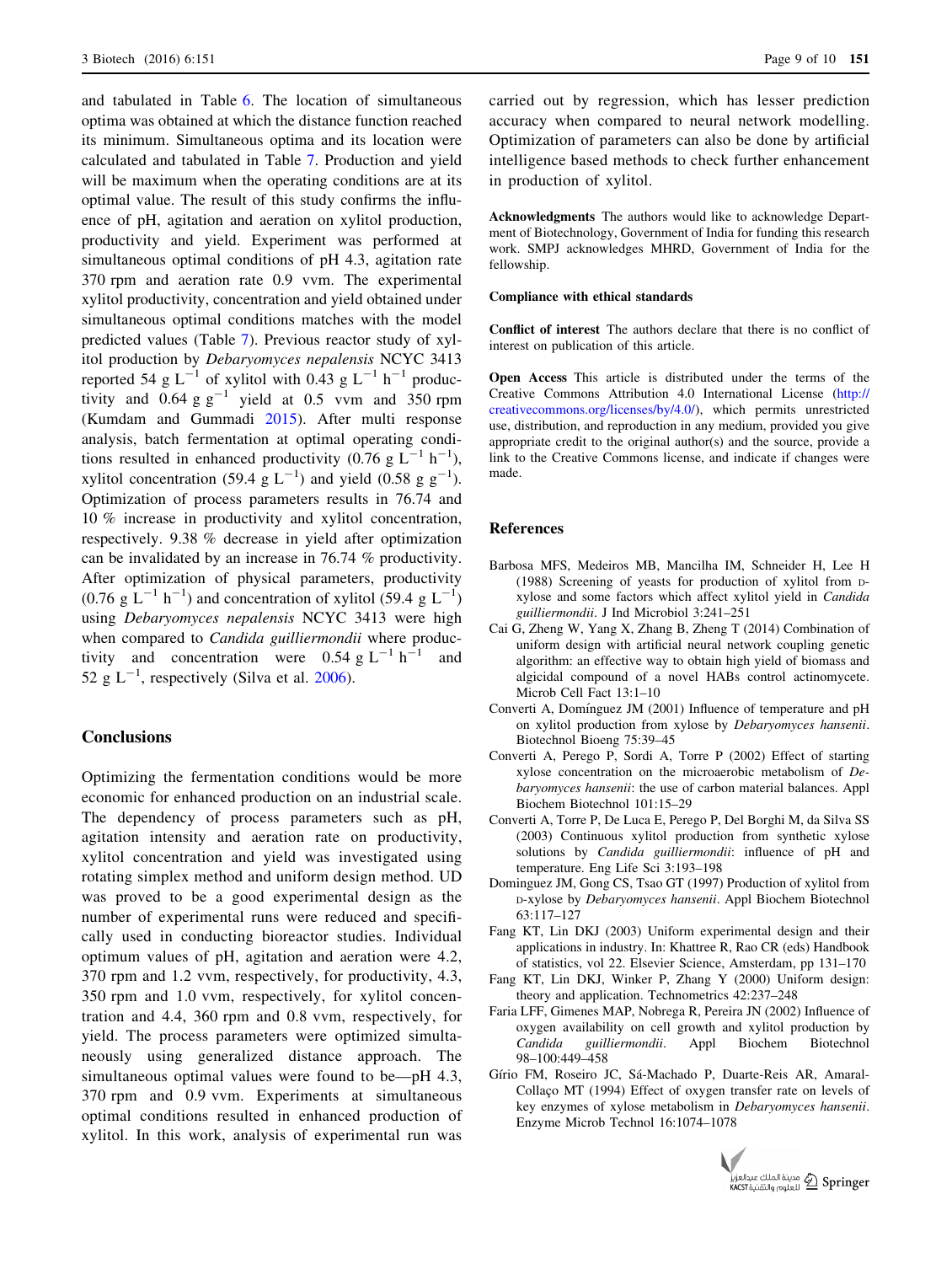and tabulated in Table 6. The location of simultaneous optima was obtained at which the distance function reached its minimum. Simultaneous optima and its location were calculated and tabulated in Table 7. Production and yield will be maximum when the operating conditions are at its optimal value. The result of this study confirms the influence of pH, agitation and aeration on xylitol production, productivity and yield. Experiment was performed at simultaneous optimal conditions of pH 4.3, agitation rate 370 rpm and aeration rate 0.9 vvm. The experimental xylitol productivity, concentration and yield obtained under simultaneous optimal conditions matches with the model predicted values (Table 7). Previous reactor study of xylitol production by *Debaryomyces nepalensis* NCYC 3413 reported 54 $g\ L^{-1}$ of xylitol with 0.43 $g\ L^{-1}\ h^{-1}$ productivity and 0.64 $g\ g^{-1}$ yield at 0.5 vvm and 350 rpm (Kumdam and Gummadi 2015). After multi response analysis, batch fermentation at optimal operating conditions resulted in enhanced productivity (0.76 $g\ L^{-1}\ h^{-1}$), xylitol concentration (59.4 $g\ L^{-1}$) and yield (0.58 $g\ g^{-1}$). Optimization of process parameters results in 76.74 and 10 % increase in productivity and xylitol concentration, respectively. 9.38 % decrease in yield after optimization can be invalidated by an increase in 76.74 % productivity. After optimization of physical parameters, productivity (0.76 $g\ L^{-1}\ h^{-1}$) and concentration of xylitol (59.4 $g\ L^{-1}$) using *Debaryomyces nepalensis* NCYC 3413 were high when compared to *Candida guilliermondii* where productivity and concentration were 0.54 $g\ L^{-1}\ h^{-1}$ and 52 $g\ L^{-1}$, respectively (Silva et al. 2006).

## Conclusions

Optimizing the fermentation conditions would be more economic for enhanced production on an industrial scale. The dependency of process parameters such as pH, agitation intensity and aeration rate on productivity, xylitol concentration and yield was investigated using rotating simplex method and uniform design method. UD was proved to be a good experimental design as the number of experimental runs were reduced and specifically used in conducting bioreactor studies. Individual optimum values of pH, agitation and aeration were 4.2, 370 rpm and 1.2 vvm, respectively, for productivity, 4.3, 350 rpm and 1.0 vvm, respectively, for xylitol concentration and 4.4, 360 rpm and 0.8 vvm, respectively, for yield. The process parameters were optimized simultaneously using generalized distance approach. The simultaneous optimal values were found to be—pH 4.3, 370 rpm and 0.9 vvm. Experiments at simultaneous optimal conditions resulted in enhanced production of xylitol. In this work, analysis of experimental run was carried out by regression, which has lesser prediction accuracy when compared to neural network modelling. Optimization of parameters can also be done by artificial intelligence based methods to check further enhancement in production of xylitol.

**Acknowledgments** The authors would like to acknowledge Department of Biotechnology, Government of India for funding this research work. SMPJ acknowledges MHRD, Government of India for the fellowship.

**Compliance with ethical standards**

**Conflict of interest** The authors declare that there is no conflict of interest on publication of this article.

**Open Access** This article is distributed under the terms of the Creative Commons Attribution 4.0 International License (http://creativecommons.org/licenses/by/4.0/), which permits unrestricted use, distribution, and reproduction in any medium, provided you give appropriate credit to the original author(s) and the source, provide a link to the Creative Commons license, and indicate if changes were made.

## References

Barbosa MFS, Medeiros MB, Mancilha IM, Schneider H, Lee H (1988) Screening of yeasts for production of xylitol from D-xylose and some factors which affect xylitol yield in *Candida guilliermondii*. J Ind Microbiol 3:241–251

Cai G, Zheng W, Yang X, Zhang B, Zheng T (2014) Combination of uniform design with artificial neural network coupling genetic algorithm: an effective way to obtain high yield of biomass and algicidal compound of a novel HABs control actinomycete. Microb Cell Fact 13:1–10

Converti A, Domínguez JM (2001) Influence of temperature and pH on xylitol production from xylose by *Debaryomyces hansenii*. Biotechnol Bioeng 75:39–45

Converti A, Perego P, Sordi A, Torre P (2002) Effect of starting xylose concentration on the microaerobic metabolism of *Debaryomyces hansenii*: the use of carbon material balances. Appl Biochem Biotechnol 101:15–29

Converti A, Torre P, De Luca E, Perego P, Del Borghi M, da Silva SS (2003) Continuous xylitol production from synthetic xylose solutions by *Candida guilliermondii*: influence of pH and temperature. Eng Life Sci 3:193–198

Dominguez JM, Gong CS, Tsao GT (1997) Production of xylitol from D-xylose by *Debaryomyces hansenii*. Appl Biochem Biotechnol 63:117–127

Fang KT, Lin DKJ (2003) Uniform experimental design and their applications in industry. In: Khattree R, Rao CR (eds) Handbook of statistics, vol 22. Elsevier Science, Amsterdam, pp 131–170

Fang KT, Lin DKJ, Winker P, Zhang Y (2000) Uniform design: theory and application. Technometrics 42:237–248

Faria LFF, Gimenes MAP, Nobrega R, Pereira JN (2002) Influence of oxygen availability on cell growth and xylitol production by *Candida guilliermondii*. Appl Biochem Biotechnol 98–100:449–458

Gírio FM, Roseiro JC, Sá-Machado P, Duarte-Reis AR, Amaral-Collaço MT (1994) Effect of oxygen transfer rate on levels of key enzymes of xylose metabolism in *Debaryomyces hansenii*. Enzyme Microb Technol 16:1074–1078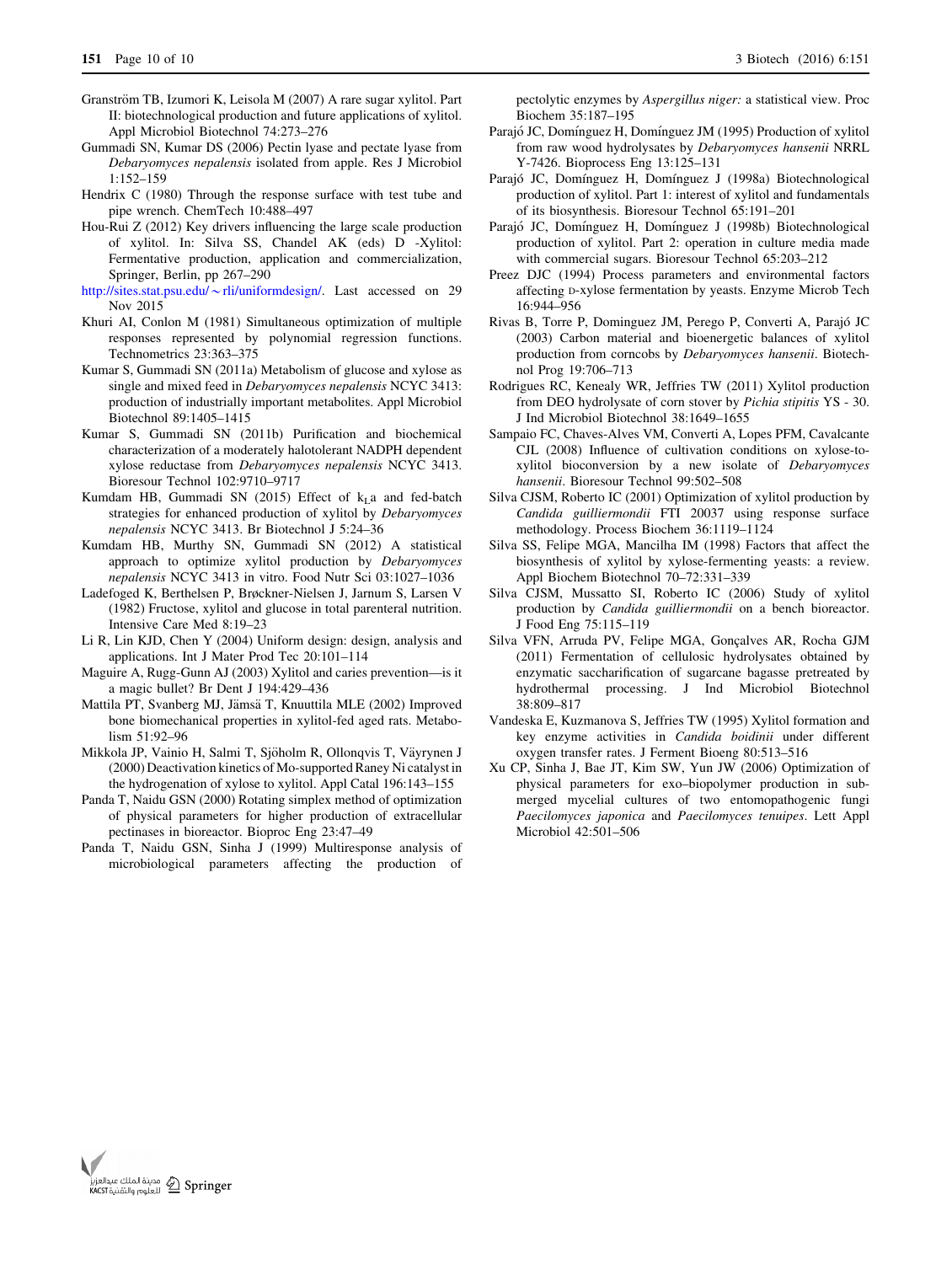Granström TB, Izumori K, Leisola M (2007) A rare sugar xylitol. Part II: biotechnological production and future applications of xylitol. Appl Microbiol Biotechnol 74:273–276

Gummadi SN, Kumar DS (2006) Pectin lyase and pectate lyase from *Debaryomyces nepalensis* isolated from apple. Res J Microbiol 1:152–159

Hendrix C (1980) Through the response surface with test tube and pipe wrench. ChemTech 10:488–497

Hou-Rui Z (2012) Key drivers influencing the large scale production of xylitol. In: Silva SS, Chandel AK (eds) D -Xylitol: Fermentative production, application and commercialization, Springer, Berlin, pp 267–290

http://sites.stat.psu.edu/~rli/uniformdesign/. Last accessed on 29 Nov 2015

Khuri AI, Conlon M (1981) Simultaneous optimization of multiple responses represented by polynomial regression functions. Technometrics 23:363–375

Kumar S, Gummadi SN (2011a) Metabolism of glucose and xylose as single and mixed feed in *Debaryomyces nepalensis* NCYC 3413: production of industrially important metabolites. Appl Microbiol Biotechnol 89:1405–1415

Kumar S, Gummadi SN (2011b) Purification and biochemical characterization of a moderately halotolerant NADPH dependent xylose reductase from *Debaryomyces nepalensis* NCYC 3413. Bioresour Technol 102:9710–9717

Kumdam HB, Gummadi SN (2015) Effect of $k_La$ and fed-batch strategies for enhanced production of xylitol by *Debaryomyces nepalensis* NCYC 3413. Br Biotechnol J 5:24–36

Kumdam HB, Murthy SN, Gummadi SN (2012) A statistical approach to optimize xylitol production by *Debaryomyces nepalensis* NCYC 3413 in vitro. Food Nutr Sci 03:1027–1036

Ladefoged K, Berthelsen P, Brøckner-Nielsen J, Jarnum S, Larsen V (1982) Fructose, xylitol and glucose in total parenteral nutrition. Intensive Care Med 8:19–23

Li R, Lin KJD, Chen Y (2004) Uniform design: design, analysis and applications. Int J Mater Prod Tec 20:101–114

Maguire A, Rugg-Gunn AJ (2003) Xylitol and caries prevention—is it a magic bullet? Br Dent J 194:429–436

Mattila PT, Svanberg MJ, Jämsä T, Knuuttila MLE (2002) Improved bone biomechanical properties in xylitol-fed aged rats. Metabolism 51:92–96

Mikkola JP, Vainio H, Salmi T, Sjöholm R, Ollonqvis T, Väyrynen J (2000) Deactivation kinetics of Mo-supported Raney Ni catalyst in the hydrogenation of xylose to xylitol. Appl Catal 196:143–155

Panda T, Naidu GSN (2000) Rotating simplex method of optimization of physical parameters for higher production of extracellular pectinases in bioreactor. Bioproc Eng 23:47–49

Panda T, Naidu GSN, Sinha J (1999) Multiresponse analysis of microbiological parameters affecting the production of pectolytic enzymes by *Aspergillus niger:* a statistical view. Proc Biochem 35:187–195

Parajó JC, Domínguez H, Domínguez JM (1995) Production of xylitol from raw wood hydrolysates by *Debaryomyces hansenii* NRRL Y-7426. Bioprocess Eng 13:125–131

Parajó JC, Domínguez H, Domínguez J (1998a) Biotechnological production of xylitol. Part 1: interest of xylitol and fundamentals of its biosynthesis. Bioresour Technol 65:191–201

Parajó JC, Domínguez H, Domínguez J (1998b) Biotechnological production of xylitol. Part 2: operation in culture media made with commercial sugars. Bioresour Technol 65:203–212

Preez DJC (1994) Process parameters and environmental factors affecting D-xylose fermentation by yeasts. Enzyme Microb Tech 16:944–956

Rivas B, Torre P, Dominguez JM, Perego P, Converti A, Parajó JC (2003) Carbon material and bioenergetic balances of xylitol production from corncobs by *Debaryomyces hansenii*. Biotechnol Prog 19:706–713

Rodrigues RC, Kenealy WR, Jeffries TW (2011) Xylitol production from DEO hydrolysate of corn stover by *Pichia stipitis* YS - 30. J Ind Microbiol Biotechnol 38:1649–1655

Sampaio FC, Chaves-Alves VM, Converti A, Lopes PFM, Cavalcante CJL (2008) Influence of cultivation conditions on xylose-to-xylitol bioconversion by a new isolate of *Debaryomyces hansenii*. Bioresour Technol 99:502–508

Silva CJSM, Roberto IC (2001) Optimization of xylitol production by *Candida guilliermondii* FTI 20037 using response surface methodology. Process Biochem 36:1119–1124

Silva SS, Felipe MGA, Mancilha IM (1998) Factors that affect the biosynthesis of xylitol by xylose-fermenting yeasts: a review. Appl Biochem Biotechnol 70–72:331–339

Silva CJSM, Mussatto SI, Roberto IC (2006) Study of xylitol production by *Candida guilliermondii* on a bench bioreactor. J Food Eng 75:115–119

Silva VFN, Arruda PV, Felipe MGA, Gonçalves AR, Rocha GJM (2011) Fermentation of cellulosic hydrolysates obtained by enzymatic saccharification of sugarcane bagasse pretreated by hydrothermal processing. J Ind Microbiol Biotechnol 38:809–817

Vandeska E, Kuzmanova S, Jeffries TW (1995) Xylitol formation and key enzyme activities in *Candida boidinii* under different oxygen transfer rates. J Ferment Bioeng 80:513–516

Xu CP, Sinha J, Bae JT, Kim SW, Yun JW (2006) Optimization of physical parameters for exo–biopolymer production in submerged mycelial cultures of two entomopathogenic fungi *Paecilomyces japonica* and *Paecilomyces tenuipes*. Lett Appl Microbiol 42:501–506